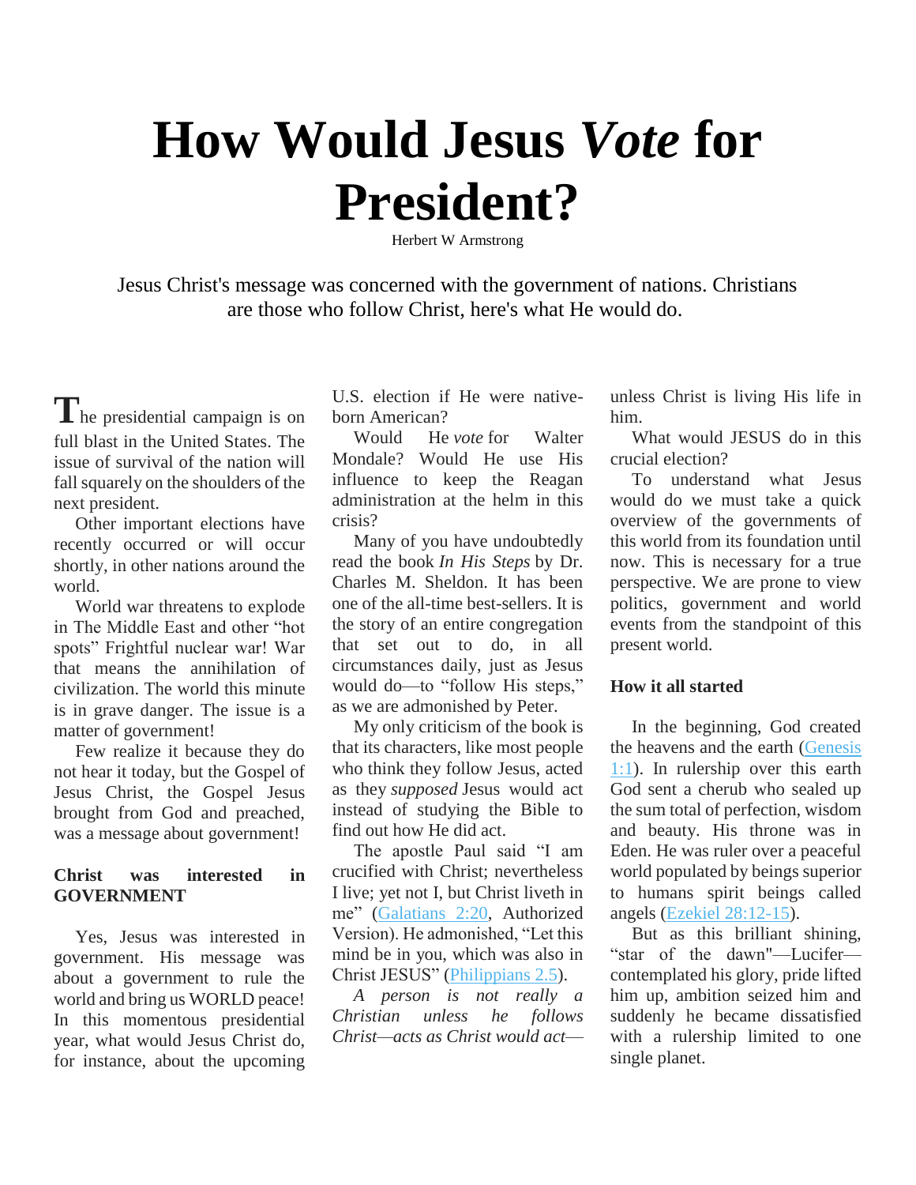# How Would Jesus *Vote* for President?

Herbert W Armstrong

Jesus Christ's message was concerned with the government of nations. Christians are those who follow Christ, here's what He would do.

The presidential campaign is on full blast in the United States. The issue of survival of the nation will fall squarely on the shoulders of the next president.

Other important elections have recently occurred or will occur shortly, in other nations around the world.

World war threatens to explode in The Middle East and other "hot spots" Frightful nuclear war! War that means the annihilation of civilization. The world this minute is in grave danger. The issue is a matter of government!

Few realize it because they do not hear it today, but the Gospel of Jesus Christ, the Gospel Jesus brought from God and preached, was a message about government!

## Christ was interested in GOVERNMENT

Yes, Jesus was interested in government. His message was about a government to rule the world and bring us WORLD peace! In this momentous presidential year, what would Jesus Christ do, for instance, about the upcoming U.S. election if He were native-born American?

Would He *vote* for Walter Mondale? Would He use His influence to keep the Reagan administration at the helm in this crisis?

Many of you have undoubtedly read the book *In His Steps* by Dr. Charles M. Sheldon. It has been one of the all-time best-sellers. It is the story of an entire congregation that set out to do, in all circumstances daily, just as Jesus would do—to "follow His steps," as we are admonished by Peter.

My only criticism of the book is that its characters, like most people who think they follow Jesus, acted as they *supposed* Jesus would act instead of studying the Bible to find out how He did act.

The apostle Paul said "I am crucified with Christ; nevertheless I live; yet not I, but Christ liveth in me" (Galatians 2:20, Authorized Version). He admonished, "Let this mind be in you, which was also in Christ JESUS" (Philippians 2.5).

*A person is not really a Christian unless he follows Christ—acts as Christ would act—* unless Christ is living His life in him.

What would JESUS do in this crucial election?

To understand what Jesus would do we must take a quick overview of the governments of this world from its foundation until now. This is necessary for a true perspective. We are prone to view politics, government and world events from the standpoint of this present world.

## How it all started

In the beginning, God created the heavens and the earth (Genesis 1:1). In rulership over this earth God sent a cherub who sealed up the sum total of perfection, wisdom and beauty. His throne was in Eden. He was ruler over a peaceful world populated by beings superior to humans spirit beings called angels (Ezekiel 28:12-15).

But as this brilliant shining, "star of the dawn"—Lucifer—contemplated his glory, pride lifted him up, ambition seized him and suddenly he became dissatisfied with a rulership limited to one single planet.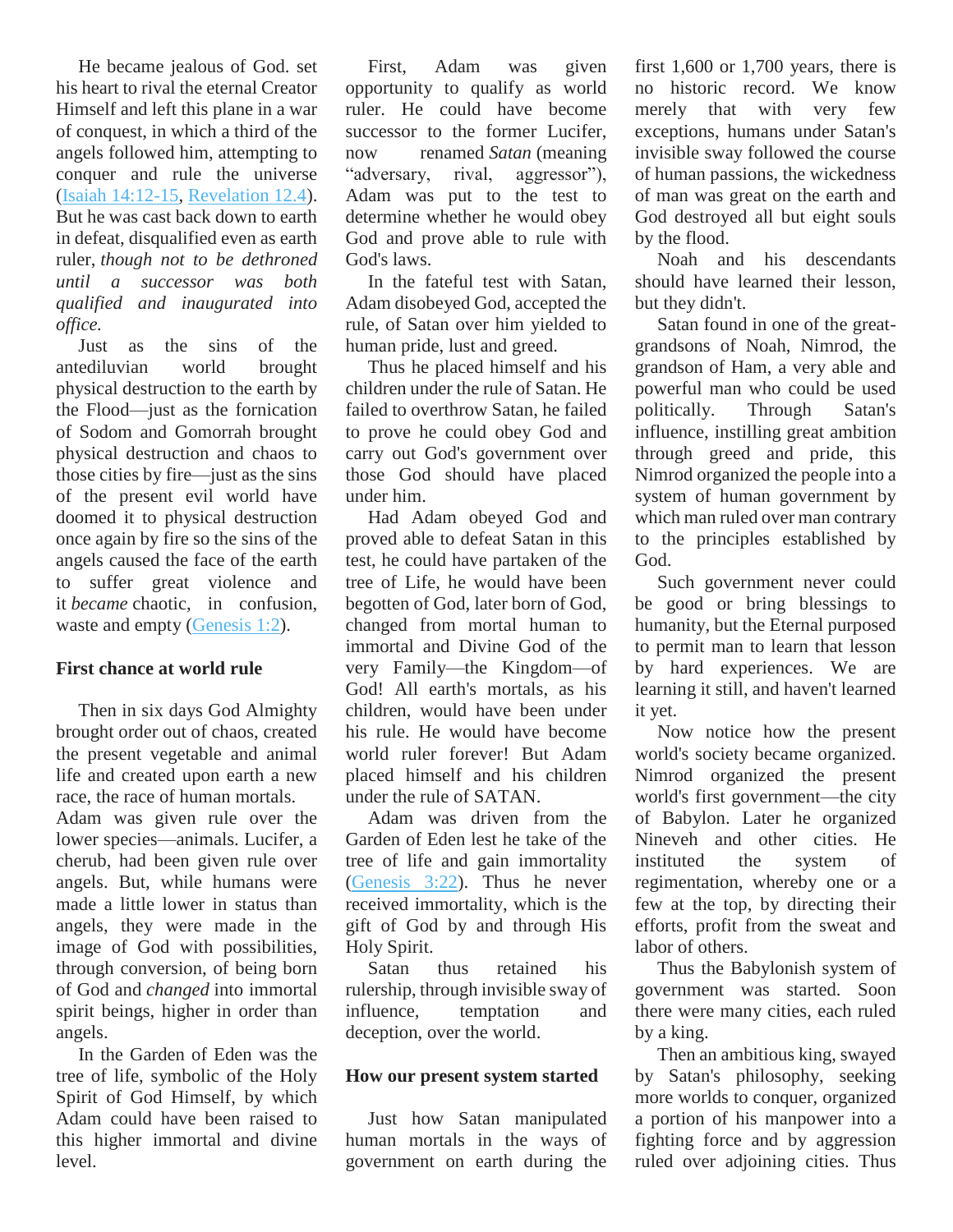He became jealous of God. set his heart to rival the eternal Creator Himself and left this plane in a war of conquest, in which a third of the angels followed him, attempting to conquer and rule the universe (Isaiah 14:12-15, Revelation 12.4). But he was cast back down to earth in defeat, disqualified even as earth ruler, *though not to be dethroned until a successor was both qualified and inaugurated into office.*

Just as the sins of the antediluvian world brought physical destruction to the earth by the Flood—just as the fornication of Sodom and Gomorrah brought physical destruction and chaos to those cities by fire—just as the sins of the present evil world have doomed it to physical destruction once again by fire so the sins of the angels caused the face of the earth to suffer great violence and it *became* chaotic, in confusion, waste and empty (Genesis 1:2).

### First chance at world rule

Then in six days God Almighty brought order out of chaos, created the present vegetable and animal life and created upon earth a new race, the race of human mortals. Adam was given rule over the lower species—animals. Lucifer, a cherub, had been given rule over angels. But, while humans were made a little lower in status than angels, they were made in the image of God with possibilities, through conversion, of being born of God and *changed* into immortal spirit beings, higher in order than angels.

In the Garden of Eden was the tree of life, symbolic of the Holy Spirit of God Himself, by which Adam could have been raised to this higher immortal and divine level.

First, Adam was given opportunity to qualify as world ruler. He could have become successor to the former Lucifer, now renamed *Satan* (meaning "adversary, rival, aggressor"), Adam was put to the test to determine whether he would obey God and prove able to rule with God's laws.

In the fateful test with Satan, Adam disobeyed God, accepted the rule, of Satan over him yielded to human pride, lust and greed.

Thus he placed himself and his children under the rule of Satan. He failed to overthrow Satan, he failed to prove he could obey God and carry out God's government over those God should have placed under him.

Had Adam obeyed God and proved able to defeat Satan in this test, he could have partaken of the tree of Life, he would have been begotten of God, later born of God, changed from mortal human to immortal and Divine God of the very Family—the Kingdom—of God! All earth's mortals, as his children, would have been under his rule. He would have become world ruler forever! But Adam placed himself and his children under the rule of SATAN.

Adam was driven from the Garden of Eden lest he take of the tree of life and gain immortality (Genesis 3:22). Thus he never received immortality, which is the gift of God by and through His Holy Spirit.

Satan thus retained his rulership, through invisible sway of influence, temptation and deception, over the world.

### How our present system started

Just how Satan manipulated human mortals in the ways of government on earth during the first 1,600 or 1,700 years, there is no historic record. We know merely that with very few exceptions, humans under Satan's invisible sway followed the course of human passions, the wickedness of man was great on the earth and God destroyed all but eight souls by the flood.

Noah and his descendants should have learned their lesson, but they didn't.

Satan found in one of the great-grandsons of Noah, Nimrod, the grandson of Ham, a very able and powerful man who could be used politically. Through Satan's influence, instilling great ambition through greed and pride, this Nimrod organized the people into a system of human government by which man ruled over man contrary to the principles established by God.

Such government never could be good or bring blessings to humanity, but the Eternal purposed to permit man to learn that lesson by hard experiences. We are learning it still, and haven't learned it yet.

Now notice how the present world's society became organized. Nimrod organized the present world's first government—the city of Babylon. Later he organized Nineveh and other cities. He instituted the system of regimentation, whereby one or a few at the top, by directing their efforts, profit from the sweat and labor of others.

Thus the Babylonish system of government was started. Soon there were many cities, each ruled by a king.

Then an ambitious king, swayed by Satan's philosophy, seeking more worlds to conquer, organized a portion of his manpower into a fighting force and by aggression ruled over adjoining cities. Thus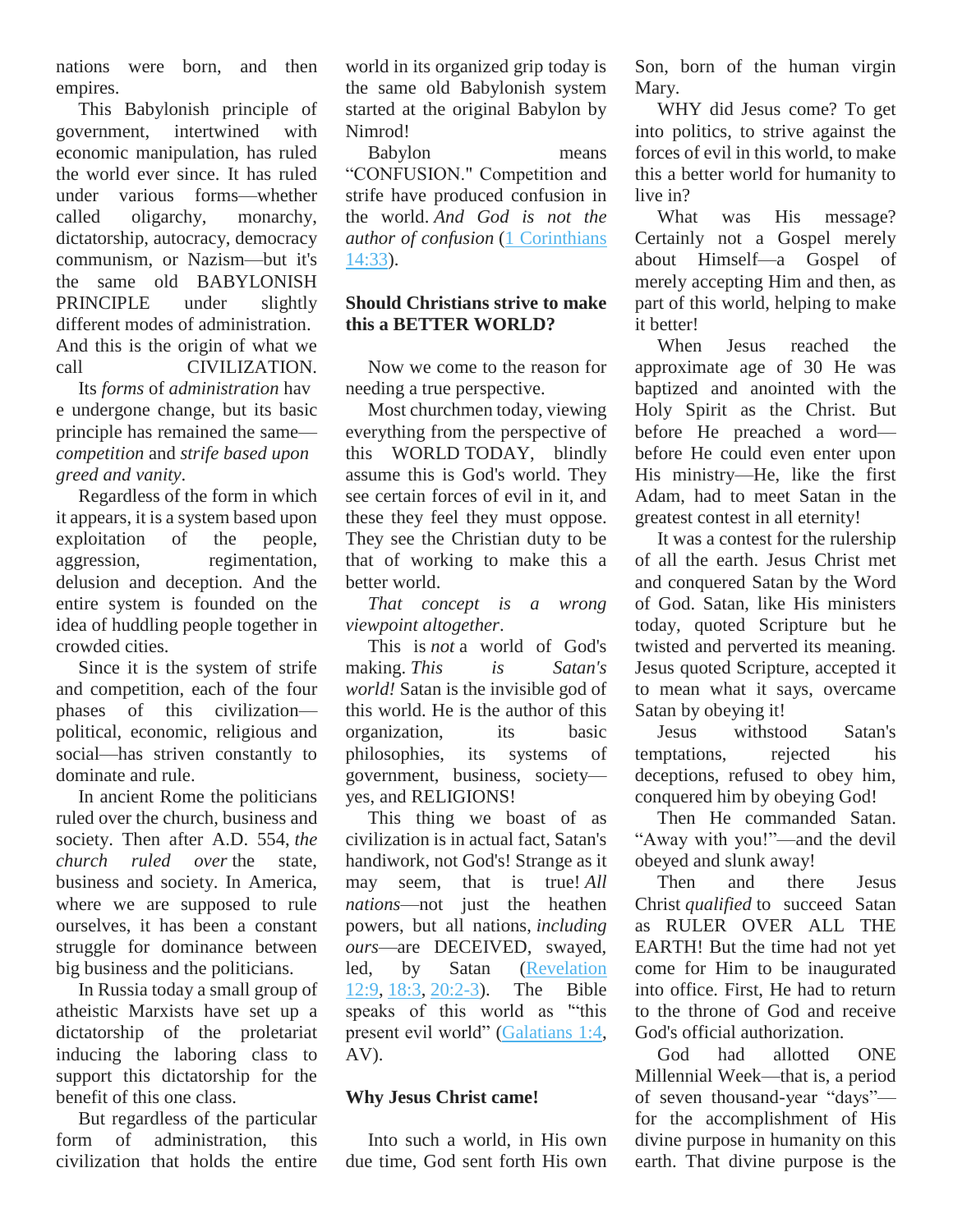nations were born, and then empires.

This Babylonish principle of government, intertwined with economic manipulation, has ruled the world ever since. It has ruled under various forms—whether called oligarchy, monarchy, dictatorship, autocracy, democracy communism, or Nazism—but it's the same old BABYLONISH PRINCIPLE under slightly different modes of administration. And this is the origin of what we call CIVILIZATION.

Its *forms* of *administration* hav e undergone change, but its basic principle has remained the same—*competition* and *strife based upon greed and vanity*.

Regardless of the form in which it appears, it is a system based upon exploitation of the people, aggression, regimentation, delusion and deception. And the entire system is founded on the idea of huddling people together in crowded cities.

Since it is the system of strife and competition, each of the four phases of this civilization—political, economic, religious and social—has striven constantly to dominate and rule.

In ancient Rome the politicians ruled over the church, business and society. Then after A.D. 554, *the church ruled over* the state, business and society. In America, where we are supposed to rule ourselves, it has been a constant struggle for dominance between big business and the politicians.

In Russia today a small group of atheistic Marxists have set up a dictatorship of the proletariat inducing the laboring class to support this dictatorship for the benefit of this one class.

But regardless of the particular form of administration, this civilization that holds the entire world in its organized grip today is the same old Babylonish system started at the original Babylon by Nimrod!

Babylon means "CONFUSION." Competition and strife have produced confusion in the world. *And God is not the author of confusion* (1 Corinthians 14:33).

**Should Christians strive to make this a BETTER WORLD?**

Now we come to the reason for needing a true perspective.

Most churchmen today, viewing everything from the perspective of this WORLD TODAY, blindly assume this is God's world. They see certain forces of evil in it, and these they feel they must oppose. They see the Christian duty to be that of working to make this a better world.

*That concept is a wrong viewpoint altogether*.

This is *not* a world of God's making. *This is Satan's world!* Satan is the invisible god of this world. He is the author of this organization, its basic philosophies, its systems of government, business, society—yes, and RELIGIONS!

This thing we boast of as civilization is in actual fact, Satan's handiwork, not God's! Strange as it may seem, that is true! *All nations*—not just the heathen powers, but all nations, *including ours*—are DECEIVED, swayed, led, by Satan (Revelation 12:9, 18:3, 20:2-3). The Bible speaks of this world as "'this present evil world" (Galatians 1:4, AV).

**Why Jesus Christ came!**

Into such a world, in His own due time, God sent forth His own Son, born of the human virgin Mary.

WHY did Jesus come? To get into politics, to strive against the forces of evil in this world, to make this a better world for humanity to live in?

What was His message? Certainly not a Gospel merely about Himself—a Gospel of merely accepting Him and then, as part of this world, helping to make it better!

When Jesus reached the approximate age of 30 He was baptized and anointed with the Holy Spirit as the Christ. But before He preached a word—before He could even enter upon His ministry—He, like the first Adam, had to meet Satan in the greatest contest in all eternity!

It was a contest for the rulership of all the earth. Jesus Christ met and conquered Satan by the Word of God. Satan, like His ministers today, quoted Scripture but he twisted and perverted its meaning. Jesus quoted Scripture, accepted it to mean what it says, overcame Satan by obeying it!

Jesus withstood Satan's temptations, rejected his deceptions, refused to obey him, conquered him by obeying God!

Then He commanded Satan. "Away with you!"—and the devil obeyed and slunk away!

Then and there Jesus Christ *qualified* to succeed Satan as RULER OVER ALL THE EARTH! But the time had not yet come for Him to be inaugurated into office. First, He had to return to the throne of God and receive God's official authorization.

God had allotted ONE Millennial Week—that is, a period of seven thousand-year "days"—for the accomplishment of His divine purpose in humanity on this earth. That divine purpose is the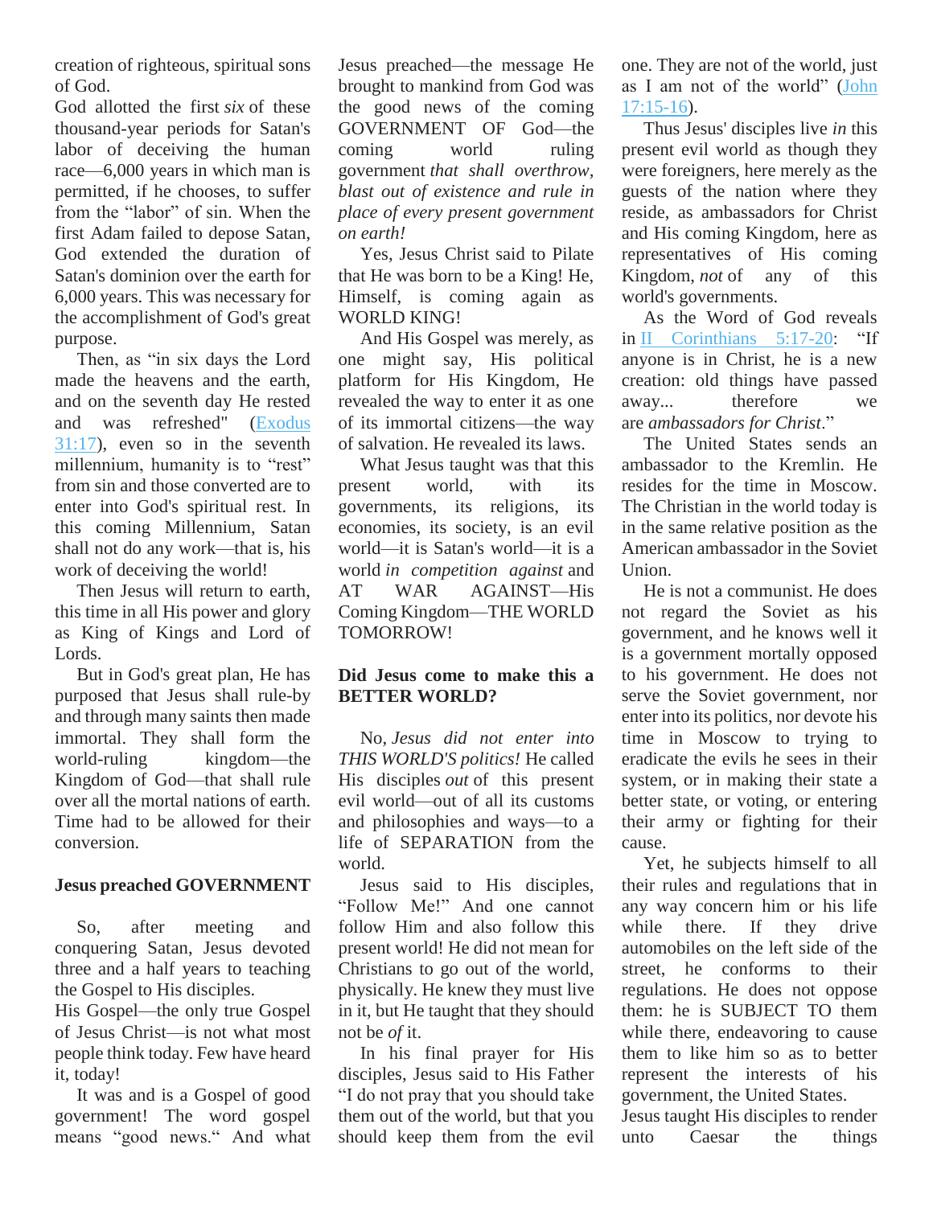creation of righteous, spiritual sons of God.

God allotted the first *six* of these thousand-year periods for Satan's labor of deceiving the human race—6,000 years in which man is permitted, if he chooses, to suffer from the "labor" of sin. When the first Adam failed to depose Satan, God extended the duration of Satan's dominion over the earth for 6,000 years. This was necessary for the accomplishment of God's great purpose.

Then, as "in six days the Lord made the heavens and the earth, and on the seventh day He rested and was refreshed" (Exodus 31:17), even so in the seventh millennium, humanity is to "rest" from sin and those converted are to enter into God's spiritual rest. In this coming Millennium, Satan shall not do any work—that is, his work of deceiving the world!

Then Jesus will return to earth, this time in all His power and glory as King of Kings and Lord of Lords.

But in God's great plan, He has purposed that Jesus shall rule-by and through many saints then made immortal. They shall form the world-ruling kingdom—the Kingdom of God—that shall rule over all the mortal nations of earth. Time had to be allowed for their conversion.

**Jesus preached GOVERNMENT**

So, after meeting and conquering Satan, Jesus devoted three and a half years to teaching the Gospel to His disciples.

His Gospel—the only true Gospel of Jesus Christ—is not what most people think today. Few have heard it, today!

It was and is a Gospel of good government! The word gospel means "good news." And what Jesus preached—the message He brought to mankind from God was the good news of the coming GOVERNMENT OF God—the coming world ruling government *that shall overthrow, blast out of existence and rule in place of every present government on earth!*

Yes, Jesus Christ said to Pilate that He was born to be a King! He, Himself, is coming again as WORLD KING!

And His Gospel was merely, as one might say, His political platform for His Kingdom, He revealed the way to enter it as one of its immortal citizens—the way of salvation. He revealed its laws.

What Jesus taught was that this present world, with its governments, its religions, its economies, its society, is an evil world—it is Satan's world—it is a world *in competition against* and AT WAR AGAINST—His Coming Kingdom—THE WORLD TOMORROW!

**Did Jesus come to make this a BETTER WORLD?**

No, *Jesus did not enter into THIS WORLD'S politics!* He called His disciples *out* of this present evil world—out of all its customs and philosophies and ways—to a life of SEPARATION from the world.

Jesus said to His disciples, "Follow Me!" And one cannot follow Him and also follow this present world! He did not mean for Christians to go out of the world, physically. He knew they must live in it, but He taught that they should not be *of* it.

In his final prayer for His disciples, Jesus said to His Father "I do not pray that you should take them out of the world, but that you should keep them from the evil one. They are not of the world, just as I am not of the world" (John 17:15-16).

Thus Jesus' disciples live *in* this present evil world as though they were foreigners, here merely as the guests of the nation where they reside, as ambassadors for Christ and His coming Kingdom, here as representatives of His coming Kingdom, *not* of any of this world's governments.

As the Word of God reveals in II Corinthians 5:17-20: "If anyone is in Christ, he is a new creation: old things have passed away... therefore we are *ambassadors for Christ*."

The United States sends an ambassador to the Kremlin. He resides for the time in Moscow. The Christian in the world today is in the same relative position as the American ambassador in the Soviet Union.

He is not a communist. He does not regard the Soviet as his government, and he knows well it is a government mortally opposed to his government. He does not serve the Soviet government, nor enter into its politics, nor devote his time in Moscow to trying to eradicate the evils he sees in their system, or in making their state a better state, or voting, or entering their army or fighting for their cause.

Yet, he subjects himself to all their rules and regulations that in any way concern him or his life while there. If they drive automobiles on the left side of the street, he conforms to their regulations. He does not oppose them: he is SUBJECT TO them while there, endeavoring to cause them to like him so as to better represent the interests of his government, the United States.

Jesus taught His disciples to render unto Caesar the things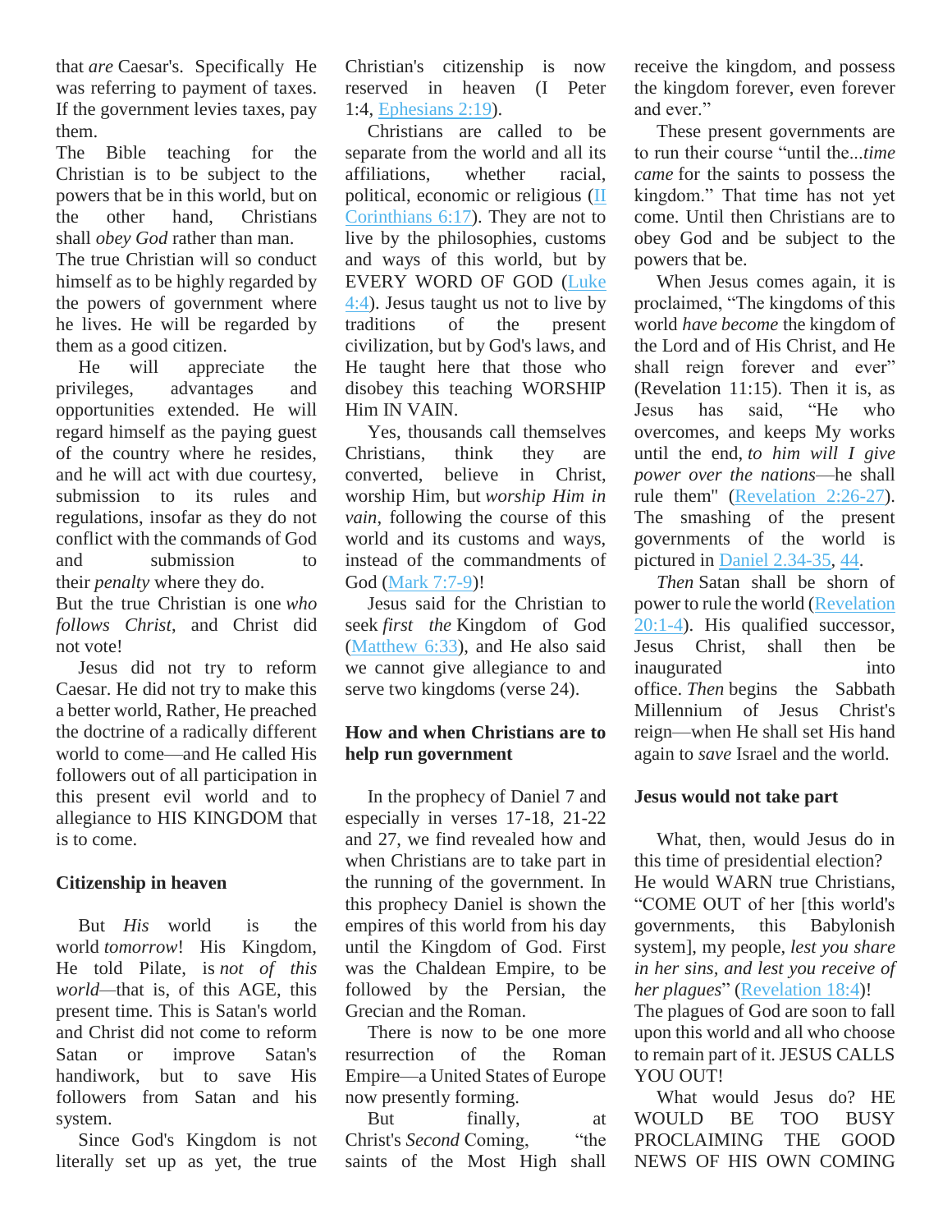that *are* Caesar's. Specifically He was referring to payment of taxes. If the government levies taxes, pay them.

The Bible teaching for the Christian is to be subject to the powers that be in this world, but on the other hand, Christians shall *obey God* rather than man.

The true Christian will so conduct himself as to be highly regarded by the powers of government where he lives. He will be regarded by them as a good citizen.

He will appreciate the privileges, advantages and opportunities extended. He will regard himself as the paying guest of the country where he resides, and he will act with due courtesy, submission to its rules and regulations, insofar as they do not conflict with the commands of God and submission to their *penalty* where they do.

But the true Christian is one *who follows Christ*, and Christ did not vote!

Jesus did not try to reform Caesar. He did not try to make this a better world, Rather, He preached the doctrine of a radically different world to come—and He called His followers out of all participation in this present evil world and to allegiance to HIS KINGDOM that is to come.

### Citizenship in heaven

But *His* world is the world *tomorrow*! His Kingdom, He told Pilate, is *not of this world*—that is, of this AGE, this present time. This is Satan's world and Christ did not come to reform Satan or improve Satan's handiwork, but to save His followers from Satan and his system.

Since God's Kingdom is not literally set up as yet, the true Christian's citizenship is now reserved in heaven (I Peter 1:4, Ephesians 2:19).

Christians are called to be separate from the world and all its affiliations, whether racial, political, economic or religious (II Corinthians 6:17). They are not to live by the philosophies, customs and ways of this world, but by EVERY WORD OF GOD (Luke 4:4). Jesus taught us not to live by traditions of the present civilization, but by God's laws, and He taught here that those who disobey this teaching WORSHIP Him IN VAIN.

Yes, thousands call themselves Christians, think they are converted, believe in Christ, worship Him, but *worship Him in vain*, following the course of this world and its customs and ways, instead of the commandments of God (Mark 7:7-9)!

Jesus said for the Christian to seek *first the* Kingdom of God (Matthew 6:33), and He also said we cannot give allegiance to and serve two kingdoms (verse 24).

### How and when Christians are to help run government

In the prophecy of Daniel 7 and especially in verses 17-18, 21-22 and 27, we find revealed how and when Christians are to take part in the running of the government. In this prophecy Daniel is shown the empires of this world from his day until the Kingdom of God. First was the Chaldean Empire, to be followed by the Persian, the Grecian and the Roman.

There is now to be one more resurrection of the Roman Empire—a United States of Europe now presently forming.

But finally, at Christ's *Second* Coming, "the saints of the Most High shall receive the kingdom, and possess the kingdom forever, even forever and ever."

These present governments are to run their course "until the...*time came* for the saints to possess the kingdom." That time has not yet come. Until then Christians are to obey God and be subject to the powers that be.

When Jesus comes again, it is proclaimed, "The kingdoms of this world *have become* the kingdom of the Lord and of His Christ, and He shall reign forever and ever" (Revelation 11:15). Then it is, as Jesus has said, "He who overcomes, and keeps My works until the end, *to him will I give power over the nations*—he shall rule them" (Revelation 2:26-27). The smashing of the present governments of the world is pictured in Daniel 2.34-35, 44.

*Then* Satan shall be shorn of power to rule the world (Revelation 20:1-4). His qualified successor, Jesus Christ, shall then be inaugurated into office. *Then* begins the Sabbath Millennium of Jesus Christ's reign—when He shall set His hand again to *save* Israel and the world.

### Jesus would not take part

What, then, would Jesus do in this time of presidential election? He would WARN true Christians, "COME OUT of her [this world's governments, this Babylonish system], my people, *lest you share in her sins, and lest you receive of her plagues*" (Revelation 18:4)!

The plagues of God are soon to fall upon this world and all who choose to remain part of it. JESUS CALLS YOU OUT!

What would Jesus do? HE WOULD BE TOO BUSY PROCLAIMING THE GOOD NEWS OF HIS OWN COMING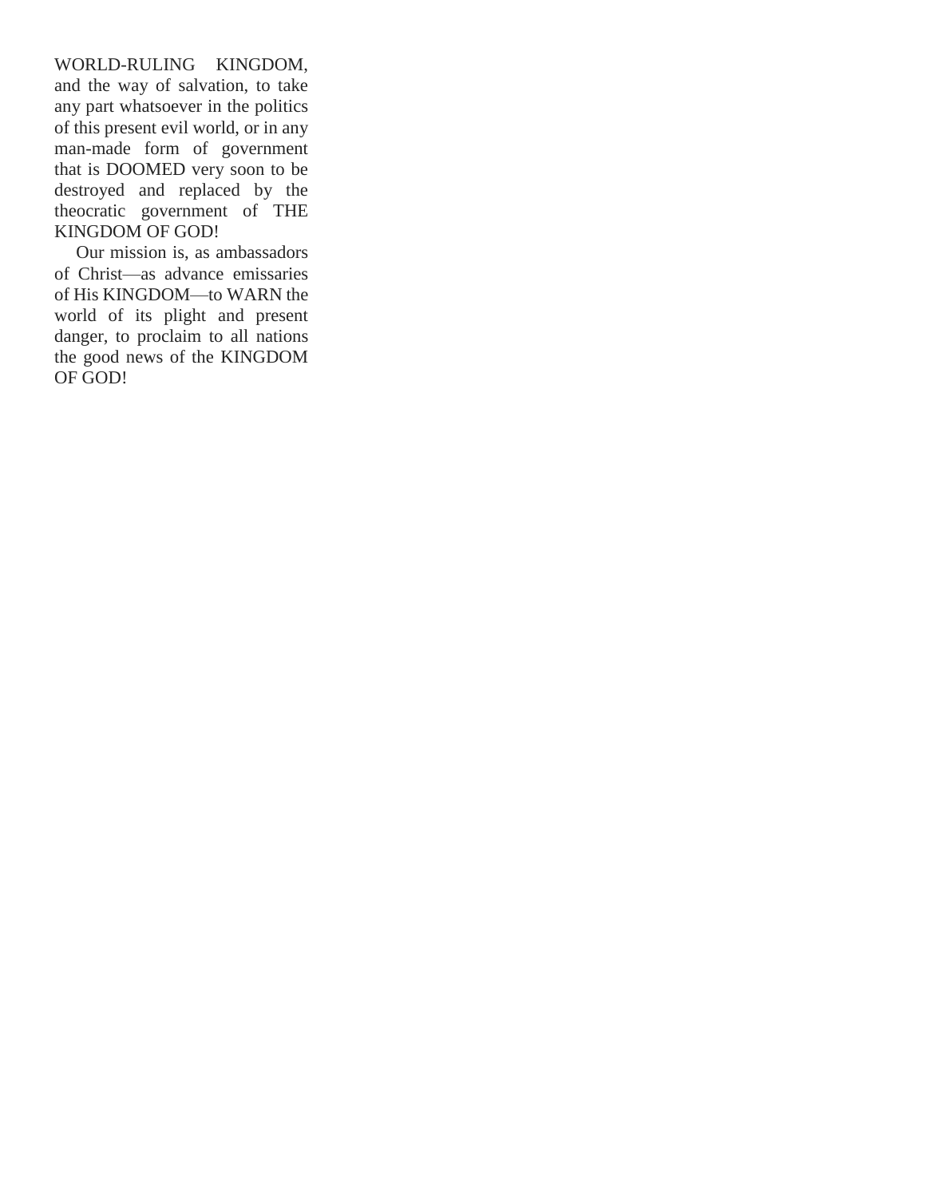WORLD-RULING KINGDOM, and the way of salvation, to take any part whatsoever in the politics of this present evil world, or in any man-made form of government that is DOOMED very soon to be destroyed and replaced by the theocratic government of THE KINGDOM OF GOD!

Our mission is, as ambassadors of Christ—as advance emissaries of His KINGDOM—to WARN the world of its plight and present danger, to proclaim to all nations the good news of the KINGDOM OF GOD!